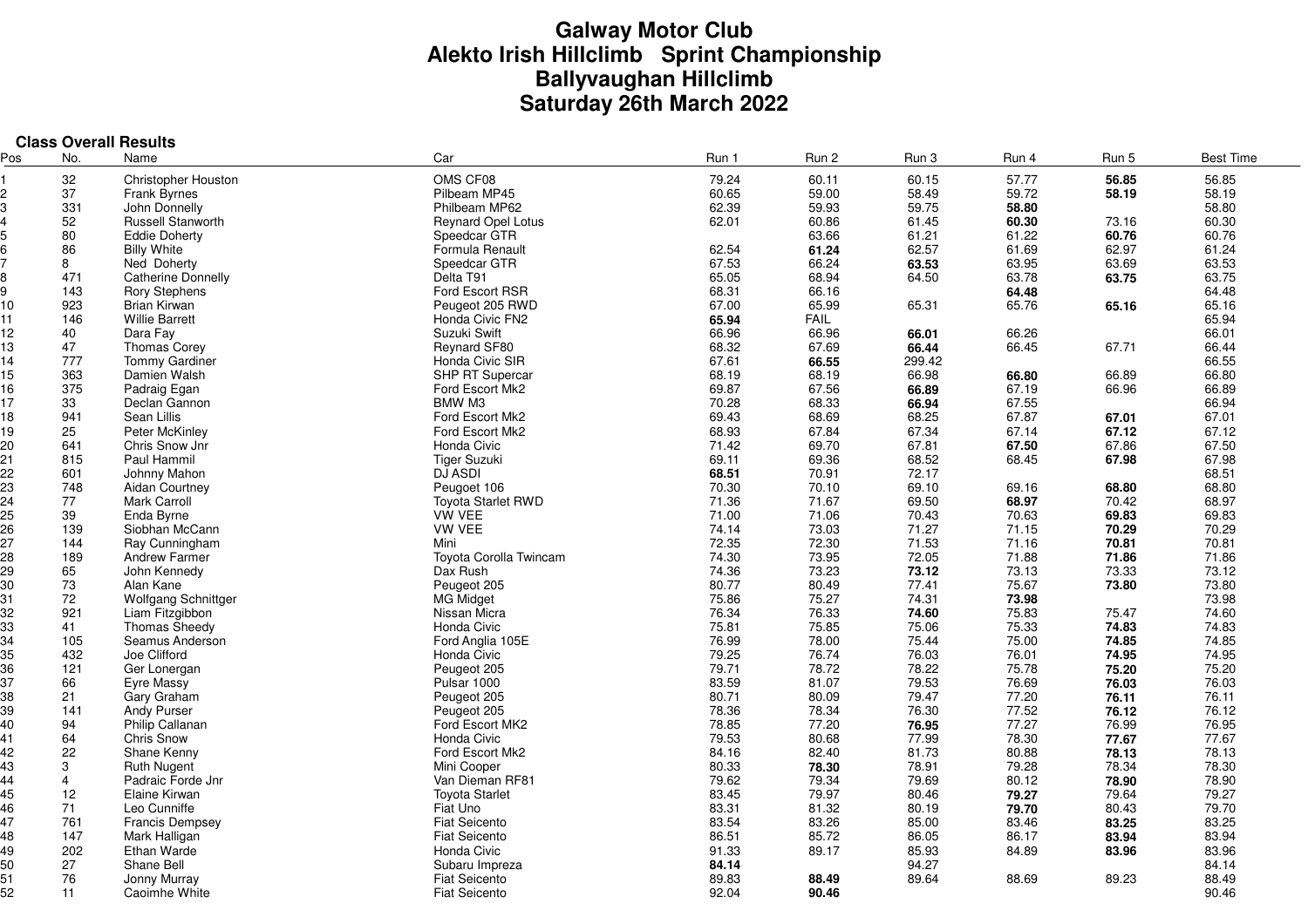# Galway Motor Club
# Alekto Irish Hillclimb Sprint Championship
# Ballyvaughan Hillclimb
# Saturday 26th March 2022

### Class Overall Results

| Pos | No. | Name | Car | Run 1 | Run 2 | Run 3 | Run 4 | Run 5 | Best Time |
|---|---|---|---|---|---|---|---|---|---|
| 1 | 32 | Christopher Houston | OMS CF08 | 79.24 | 60.11 | 60.15 | 57.77 | **56.85** | 56.85 |
| 2 | 37 | Frank Byrnes | Pilbeam MP45 | 60.65 | 59.00 | 58.49 | 59.72 | **58.19** | 58.19 |
| 3 | 331 | John Donnelly | Philbeam MP62 | 62.39 | 59.93 | 59.75 | **58.80** | | 58.80 |
| 4 | 52 | Russell Stanworth | Reynard Opel Lotus | 62.01 | 60.86 | 61.45 | **60.30** | 73.16 | 60.30 |
| 5 | 80 | Eddie Doherty | Speedcar GTR | | 63.66 | 61.21 | 61.22 | **60.76** | 60.76 |
| 6 | 86 | Billy White | Formula Renault | 62.54 | **61.24** | 62.57 | 61.69 | 62.97 | 61.24 |
| 7 | 8 | Ned Doherty | Speedcar GTR | 67.53 | 66.24 | **63.53** | 63.95 | 63.69 | 63.53 |
| 8 | 471 | Catherine Donnelly | Delta T91 | 65.05 | 68.94 | 64.50 | 63.78 | **63.75** | 63.75 |
| 9 | 143 | Rory Stephens | Ford Escort RSR | 68.31 | 66.16 | | **64.48** | | 64.48 |
| 10 | 923 | Brian Kirwan | Peugeot 205 RWD | 67.00 | 65.99 | 65.31 | 65.76 | **65.16** | 65.16 |
| 11 | 146 | Willie Barrett | Honda Civic FN2 | **65.94** | FAIL | | | | 65.94 |
| 12 | 40 | Dara Fay | Suzuki Swift | 66.96 | 66.96 | **66.01** | 66.26 | | 66.01 |
| 13 | 47 | Thomas Corey | Reynard SF80 | 68.32 | 67.69 | **66.44** | 66.45 | 67.71 | 66.44 |
| 14 | 777 | Tommy Gardiner | Honda Civic SIR | 67.61 | **66.55** | 299.42 | | | 66.55 |
| 15 | 363 | Damien Walsh | SHP RT Supercar | 68.19 | 68.19 | 66.98 | **66.80** | 66.89 | 66.80 |
| 16 | 375 | Padraig Egan | Ford Escort Mk2 | 69.87 | 67.56 | **66.89** | 67.19 | 66.96 | 66.89 |
| 17 | 33 | Declan Gannon | BMW M3 | 70.28 | 68.33 | **66.94** | 67.55 | | 66.94 |
| 18 | 941 | Sean Lillis | Ford Escort Mk2 | 69.43 | 68.69 | 68.25 | 67.87 | **67.01** | 67.01 |
| 19 | 25 | Peter McKinley | Ford Escort Mk2 | 68.93 | 67.84 | 67.34 | 67.14 | **67.12** | 67.12 |
| 20 | 641 | Chris Snow Jnr | Honda Civic | 71.42 | 69.70 | 67.81 | **67.50** | 67.86 | 67.50 |
| 21 | 815 | Paul Hammil | Tiger Suzuki | 69.11 | 69.36 | 68.52 | 68.45 | **67.98** | 67.98 |
| 22 | 601 | Johnny Mahon | DJ ASDI | **68.51** | 70.91 | 72.17 | | | 68.51 |
| 23 | 748 | Aidan Courtney | Peugoet 106 | 70.30 | 70.10 | 69.10 | 69.16 | **68.80** | 68.80 |
| 24 | 77 | Mark Carroll | Toyota Starlet RWD | 71.36 | 71.67 | 69.50 | **68.97** | 70.42 | 68.97 |
| 25 | 39 | Enda Byrne | VW VEE | 71.00 | 71.06 | 70.43 | 70.63 | **69.83** | 69.83 |
| 26 | 139 | Siobhan McCann | VW VEE | 74.14 | 73.03 | 71.27 | 71.15 | **70.29** | 70.29 |
| 27 | 144 | Ray Cunningham | Mini | 72.35 | 72.30 | 71.53 | 71.16 | **70.81** | 70.81 |
| 28 | 189 | Andrew Farmer | Toyota Corolla Twincam | 74.30 | 73.95 | 72.05 | 71.88 | **71.86** | 71.86 |
| 29 | 65 | John Kennedy | Dax Rush | 74.36 | 73.23 | **73.12** | 73.13 | 73.33 | 73.12 |
| 30 | 73 | Alan Kane | Peugeot 205 | 80.77 | 80.49 | 77.41 | 75.67 | **73.80** | 73.80 |
| 31 | 72 | Wolfgang Schnittger | MG Midget | 75.86 | 75.27 | 74.31 | **73.98** | | 73.98 |
| 32 | 921 | Liam Fitzgibbon | Nissan Micra | 76.34 | 76.33 | **74.60** | 75.83 | 75.47 | 74.60 |
| 33 | 41 | Thomas Sheedy | Honda Civic | 75.81 | 75.85 | 75.06 | 75.33 | **74.83** | 74.83 |
| 34 | 105 | Seamus Anderson | Ford Anglia 105E | 76.99 | 78.00 | 75.44 | 75.00 | **74.85** | 74.85 |
| 35 | 432 | Joe Clifford | Honda Civic | 79.25 | 76.74 | 76.03 | 76.01 | **74.95** | 74.95 |
| 36 | 121 | Ger Lonergan | Peugeot 205 | 79.71 | 78.72 | 78.22 | 75.78 | **75.20** | 75.20 |
| 37 | 66 | Eyre Massy | Pulsar 1000 | 83.59 | 81.07 | 79.53 | 76.69 | **76.03** | 76.03 |
| 38 | 21 | Gary Graham | Peugeot 205 | 80.71 | 80.09 | 79.47 | 77.20 | **76.11** | 76.11 |
| 39 | 141 | Andy Purser | Peugeot 205 | 78.36 | 78.34 | 76.30 | 77.52 | **76.12** | 76.12 |
| 40 | 94 | Philip Callanan | Ford Escort MK2 | 78.85 | 77.20 | **76.95** | 77.27 | 76.99 | 76.95 |
| 41 | 64 | Chris Snow | Honda Civic | 79.53 | 80.68 | 77.99 | 78.30 | **77.67** | 77.67 |
| 42 | 22 | Shane Kenny | Ford Escort Mk2 | 84.16 | 82.40 | 81.73 | 80.88 | **78.13** | 78.13 |
| 43 | 3 | Ruth Nugent | Mini Cooper | 80.33 | **78.30** | 78.91 | 79.28 | 78.34 | 78.30 |
| 44 | 4 | Padraic Forde Jnr | Van Dieman RF81 | 79.62 | 79.34 | 79.69 | 80.12 | **78.90** | 78.90 |
| 45 | 12 | Elaine Kirwan | Toyota Starlet | 83.45 | 79.97 | 80.46 | **79.27** | 79.64 | 79.27 |
| 46 | 71 | Leo Cunniffe | Fiat Uno | 83.31 | 81.32 | 80.19 | **79.70** | 80.43 | 79.70 |
| 47 | 761 | Francis Dempsey | Fiat Seicento | 83.54 | 83.26 | 85.00 | 83.46 | **83.25** | 83.25 |
| 48 | 147 | Mark Halligan | Fiat Seicento | 86.51 | 85.72 | 86.05 | 86.17 | **83.94** | 83.94 |
| 49 | 202 | Ethan Warde | Honda Civic | 91.33 | 89.17 | 85.93 | 84.89 | **83.96** | 83.96 |
| 50 | 27 | Shane Bell | Subaru Impreza | **84.14** | | 94.27 | | | 84.14 |
| 51 | 76 | Jonny Murray | Fiat Seicento | 89.83 | **88.49** | 89.64 | 88.69 | 89.23 | 88.49 |
| 52 | 11 | Caoimhe White | Fiat Seicento | 92.04 | **90.46** | | | | 90.46 |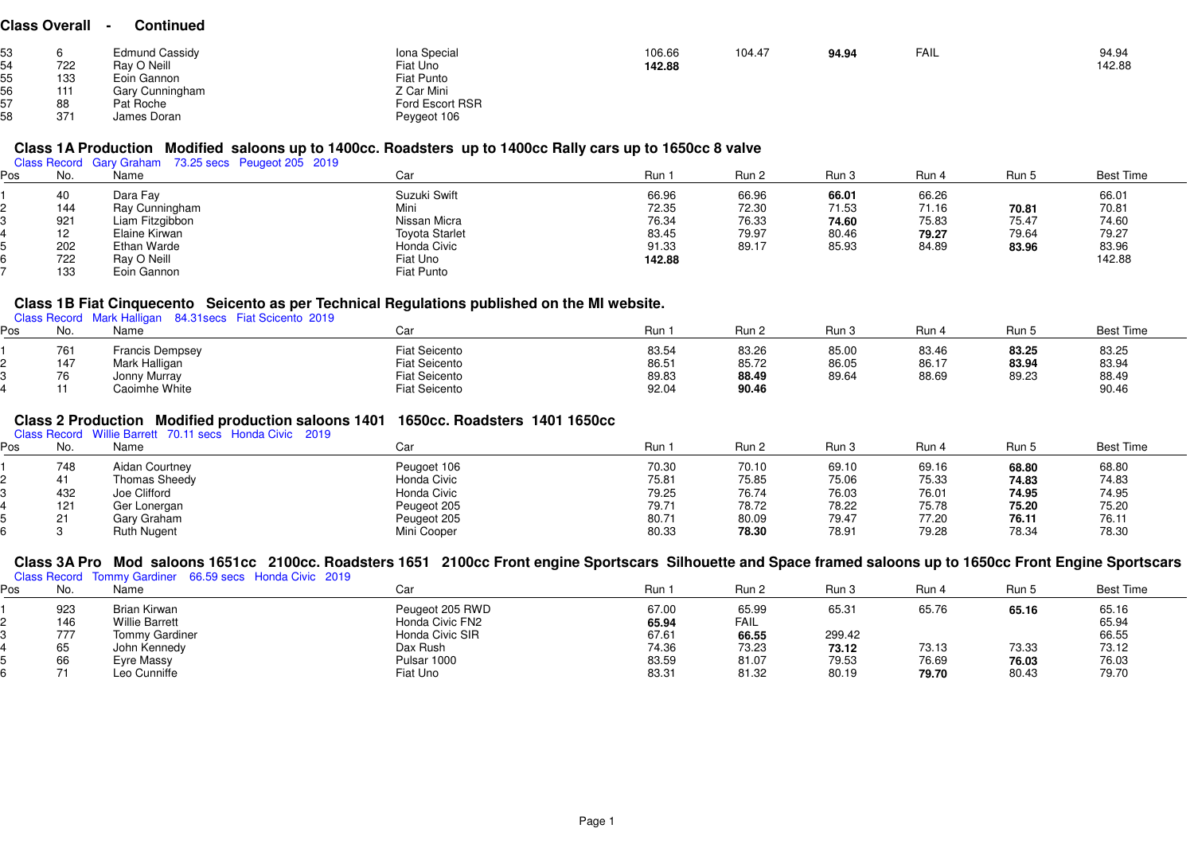## Class Overall - Continued

| Pos | No. | Name | Car | Run 1 | Run 2 | Run 3 | Run 4 | Run 5 | Best Time |
|---|---|---|---|---|---|---|---|---|---|
| 53 | 6 | Edmund Cassidy | Iona Special | 106.66 | 104.47 | **94.94** | FAIL | | 94.94 |
| 54 | 722 | Ray O Neill | Fiat Uno | **142.88** | | | | | 142.88 |
| 55 | 133 | Eoin Gannon | Fiat Punto | | | | | | |
| 56 | 111 | Gary Cunningham | Z Car Mini | | | | | | |
| 57 | 88 | Pat Roche | Ford Escort RSR | | | | | | |
| 58 | 371 | James Doran | Peygeot 106 | | | | | | |

## Class 1A Production Modified saloons up to 1400cc. Roadsters up to 1400cc Rally cars up to 1650cc 8 valve

Class Record Gary Graham 73.25 secs Peugeot 205 2019

| Pos | No. | Name | Car | Run 1 | Run 2 | Run 3 | Run 4 | Run 5 | Best Time |
|---|---|---|---|---|---|---|---|---|---|
| 1 | 40 | Dara Fay | Suzuki Swift | 66.96 | 66.96 | **66.01** | 66.26 | | 66.01 |
| 2 | 144 | Ray Cunningham | Mini | 72.35 | 72.30 | 71.53 | 71.16 | **70.81** | 70.81 |
| 3 | 921 | Liam Fitzgibbon | Nissan Micra | 76.34 | 76.33 | **74.60** | 75.83 | 75.47 | 74.60 |
| 4 | 12 | Elaine Kirwan | Toyota Starlet | 83.45 | 79.97 | 80.46 | **79.27** | 79.64 | 79.27 |
| 5 | 202 | Ethan Warde | Honda Civic | 91.33 | 89.17 | 85.93 | 84.89 | **83.96** | 83.96 |
| 6 | 722 | Ray O Neill | Fiat Uno | **142.88** | | | | | 142.88 |
| 7 | 133 | Eoin Gannon | Fiat Punto | | | | | | |

## Class 1B Fiat Cinquecento Seicento as per Technical Regulations published on the MI website.

Class Record Mark Halligan 84.31secs Fiat Scicento 2019

| Pos | No. | Name | Car | Run 1 | Run 2 | Run 3 | Run 4 | Run 5 | Best Time |
|---|---|---|---|---|---|---|---|---|---|
| 1 | 761 | Francis Dempsey | Fiat Seicento | 83.54 | 83.26 | 85.00 | 83.46 | **83.25** | 83.25 |
| 2 | 147 | Mark Halligan | Fiat Seicento | 86.51 | 85.72 | 86.05 | 86.17 | **83.94** | 83.94 |
| 3 | 76 | Jonny Murray | Fiat Seicento | 89.83 | **88.49** | 89.64 | 88.69 | 89.23 | 88.49 |
| 4 | 11 | Caoimhe White | Fiat Seicento | 92.04 | **90.46** | | | | 90.46 |

## Class 2 Production Modified production saloons 1401 1650cc. Roadsters 1401 1650cc

Class Record Willie Barrett 70.11 secs Honda Civic 2019

| Pos | No. | Name | Car | Run 1 | Run 2 | Run 3 | Run 4 | Run 5 | Best Time |
|---|---|---|---|---|---|---|---|---|---|
| 1 | 748 | Aidan Courtney | Peugoet 106 | 70.30 | 70.10 | 69.10 | 69.16 | **68.80** | 68.80 |
| 2 | 41 | Thomas Sheedy | Honda Civic | 75.81 | 75.85 | 75.06 | 75.33 | **74.83** | 74.83 |
| 3 | 432 | Joe Clifford | Honda Civic | 79.25 | 76.74 | 76.03 | 76.01 | **74.95** | 74.95 |
| 4 | 121 | Ger Lonergan | Peugeot 205 | 79.71 | 78.72 | 78.22 | 75.78 | **75.20** | 75.20 |
| 5 | 21 | Gary Graham | Peugeot 205 | 80.71 | 80.09 | 79.47 | 77.20 | **76.11** | 76.11 |
| 6 | 3 | Ruth Nugent | Mini Cooper | 80.33 | **78.30** | 78.91 | 79.28 | 78.34 | 78.30 |

## Class 3A Pro Mod saloons 1651cc 2100cc. Roadsters 1651 2100cc Front engine Sportscars Silhouette and Space framed saloons up to 1650cc Front Engine Sportscars

Class Record Tommy Gardiner 66.59 secs Honda Civic 2019

| Pos | No. | Name | Car | Run 1 | Run 2 | Run 3 | Run 4 | Run 5 | Best Time |
|---|---|---|---|---|---|---|---|---|---|
| 1 | 923 | Brian Kirwan | Peugeot 205 RWD | 67.00 | 65.99 | 65.31 | 65.76 | **65.16** | 65.16 |
| 2 | 146 | Willie Barrett | Honda Civic FN2 | **65.94** | FAIL | | | | 65.94 |
| 3 | 777 | Tommy Gardiner | Honda Civic SIR | 67.61 | **66.55** | 299.42 | | | 66.55 |
| 4 | 65 | John Kennedy | Dax Rush | 74.36 | 73.23 | **73.12** | 73.13 | 73.33 | 73.12 |
| 5 | 66 | Eyre Massy | Pulsar 1000 | 83.59 | 81.07 | 79.53 | 76.69 | **76.03** | 76.03 |
| 6 | 71 | Leo Cunniffe | Fiat Uno | 83.31 | 81.32 | 80.19 | **79.70** | 80.43 | 79.70 |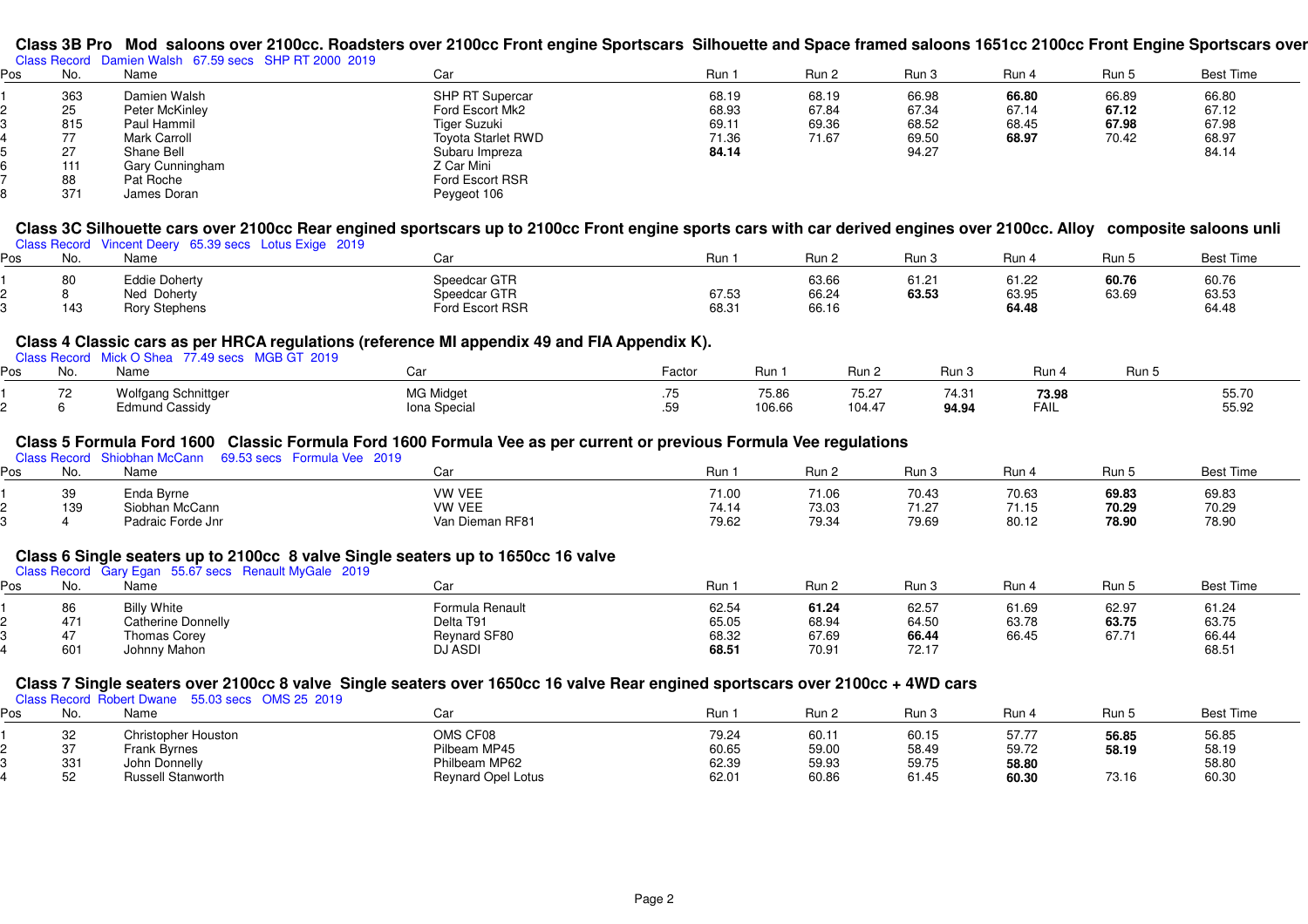## Class 3B Pro Mod saloons over 2100cc. Roadsters over 2100cc Front engine Sportscars Silhouette and Space framed saloons 1651cc 2100cc Front Engine Sportscars over

Class Record Damien Walsh 67.59 secs SHP RT 2000 2019

| Pos | No. | Name | Car | Run 1 | Run 2 | Run 3 | Run 4 | Run 5 | Best Time |
|---|---|---|---|---|---|---|---|---|---|
| 1 | 363 | Damien Walsh | SHP RT Supercar | 68.19 | 68.19 | 66.98 | **66.80** | 66.89 | 66.80 |
| 2 | 25 | Peter McKinley | Ford Escort Mk2 | 68.93 | 67.84 | 67.34 | 67.14 | **67.12** | 67.12 |
| 3 | 815 | Paul Hammil | Tiger Suzuki | 69.11 | 69.36 | 68.52 | 68.45 | **67.98** | 67.98 |
| 4 | 77 | Mark Carroll | Toyota Starlet RWD | 71.36 | 71.67 | 69.50 | **68.97** | 70.42 | 68.97 |
| 5 | 27 | Shane Bell | Subaru Impreza | **84.14** | | 94.27 | | | 84.14 |
| 6 | 111 | Gary Cunningham | Z Car Mini | | | | | | |
| 7 | 88 | Pat Roche | Ford Escort RSR | | | | | | |
| 8 | 371 | James Doran | Peygeot 106 | | | | | | |

## Class 3C Silhouette cars over 2100cc Rear engined sportscars up to 2100cc Front engine sports cars with car derived engines over 2100cc. Alloy composite saloons unli

Class Record Vincent Deery 65.39 secs Lotus Exige 2019

| Pos | No. | Name | Car | Run 1 | Run 2 | Run 3 | Run 4 | Run 5 | Best Time |
|---|---|---|---|---|---|---|---|---|---|
| 1 | 80 | Eddie Doherty | Speedcar GTR | | 63.66 | 61.21 | 61.22 | **60.76** | 60.76 |
| 2 | 8 | Ned Doherty | Speedcar GTR | 67.53 | 66.24 | **63.53** | 63.95 | 63.69 | 63.53 |
| 3 | 143 | Rory Stephens | Ford Escort RSR | 68.31 | 66.16 | | **64.48** | | 64.48 |

## Class 4 Classic cars as per HRCA regulations (reference MI appendix 49 and FIA Appendix K).

Class Record Mick O Shea 77.49 secs MGB GT 2019

| Pos | No. | Name | Car | Factor | Run 1 | Run 2 | Run 3 | Run 4 | Run 5 | |
|---|---|---|---|---|---|---|---|---|---|---|
| 1 | 72 | Wolfgang Schnittger | MG Midget | .75 | 75.86 | 75.27 | 74.31 | **73.98** | | 55.70 |
| 2 | 6 | Edmund Cassidy | Iona Special | .59 | 106.66 | 104.47 | **94.94** | FAIL | | 55.92 |

## Class 5 Formula Ford 1600 Classic Formula Ford 1600 Formula Vee as per current or previous Formula Vee regulations

Class Record Shiobhan McCann 69.53 secs Formula Vee 2019

| Pos | No. | Name | Car | Run 1 | Run 2 | Run 3 | Run 4 | Run 5 | Best Time |
|---|---|---|---|---|---|---|---|---|---|
| 1 | 39 | Enda Byrne | VW VEE | 71.00 | 71.06 | 70.43 | 70.63 | **69.83** | 69.83 |
| 2 | 139 | Siobhan McCann | VW VEE | 74.14 | 73.03 | 71.27 | 71.15 | **70.29** | 70.29 |
| 3 | 4 | Padraic Forde Jnr | Van Dieman RF81 | 79.62 | 79.34 | 79.69 | 80.12 | **78.90** | 78.90 |

## Class 6 Single seaters up to 2100cc 8 valve Single seaters up to 1650cc 16 valve

Class Record Gary Egan 55.67 secs Renault MyGale 2019

| Pos | No. | Name | Car | Run 1 | Run 2 | Run 3 | Run 4 | Run 5 | Best Time |
|---|---|---|---|---|---|---|---|---|---|
| 1 | 86 | Billy White | Formula Renault | 62.54 | **61.24** | 62.57 | 61.69 | 62.97 | 61.24 |
| 2 | 471 | Catherine Donnelly | Delta T91 | 65.05 | 68.94 | 64.50 | 63.78 | **63.75** | 63.75 |
| 3 | 47 | Thomas Corey | Reynard SF80 | 68.32 | 67.69 | **66.44** | 66.45 | 67.71 | 66.44 |
| 4 | 601 | Johnny Mahon | DJ ASDI | **68.51** | 70.91 | 72.17 | | | 68.51 |

## Class 7 Single seaters over 2100cc 8 valve Single seaters over 1650cc 16 valve Rear engined sportscars over 2100cc + 4WD cars

Class Record Robert Dwane 55.03 secs OMS 25 2019

| Pos | No. | Name | Car | Run 1 | Run 2 | Run 3 | Run 4 | Run 5 | Best Time |
|---|---|---|---|---|---|---|---|---|---|
| 1 | 32 | Christopher Houston | OMS CF08 | 79.24 | 60.11 | 60.15 | 57.77 | **56.85** | 56.85 |
| 2 | 37 | Frank Byrnes | Pilbeam MP45 | 60.65 | 59.00 | 58.49 | 59.72 | **58.19** | 58.19 |
| 3 | 331 | John Donnelly | Philbeam MP62 | 62.39 | 59.93 | 59.75 | **58.80** | | 58.80 |
| 4 | 52 | Russell Stanworth | Reynard Opel Lotus | 62.01 | 60.86 | 61.45 | **60.30** | 73.16 | 60.30 |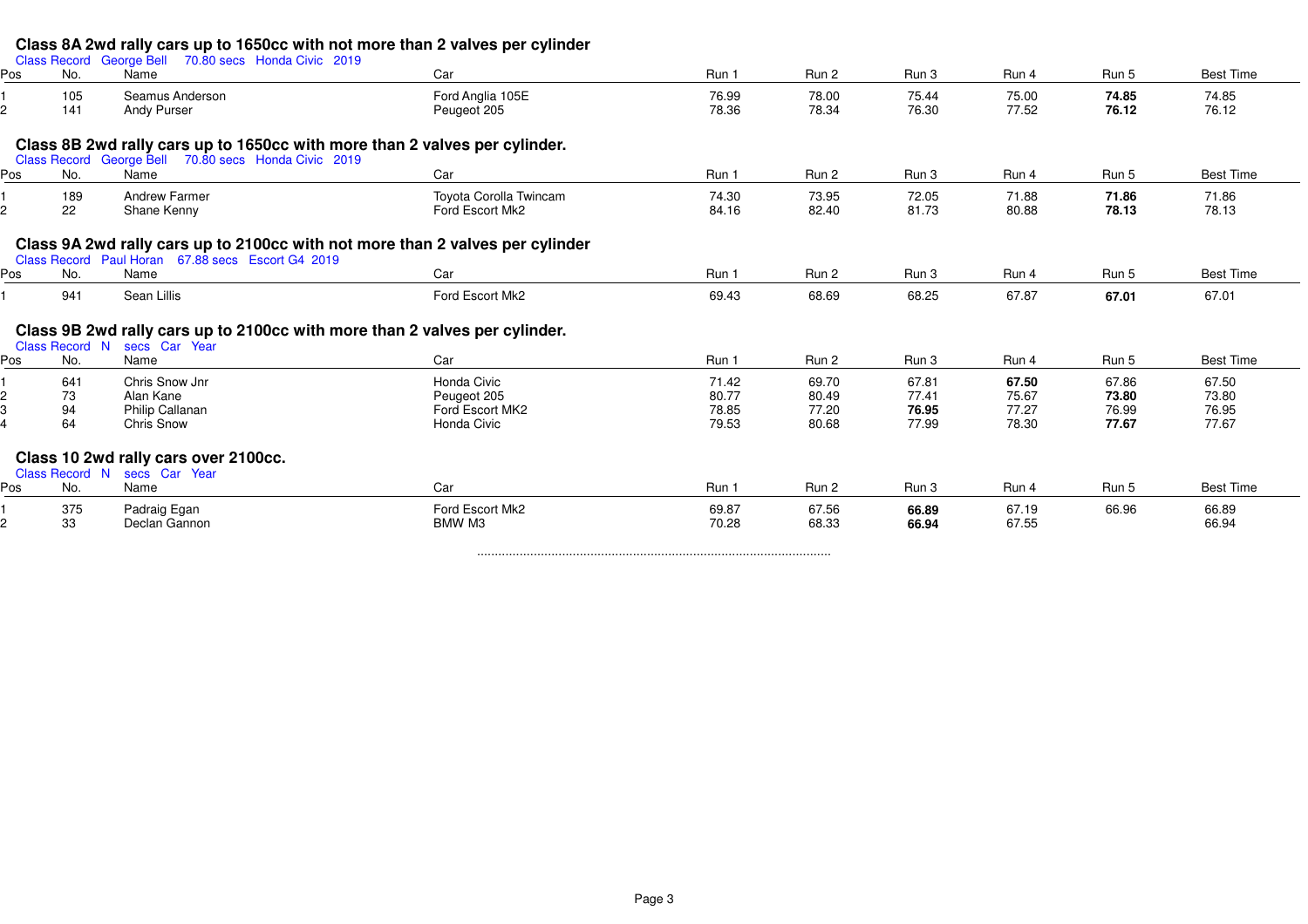## Class 8A 2wd rally cars up to 1650cc with not more than 2 valves per cylinder

Class Record George Bell 70.80 secs Honda Civic 2019

| Pos | No. | Name | Car | Run 1 | Run 2 | Run 3 | Run 4 | Run 5 | Best Time |
|---|---|---|---|---|---|---|---|---|---|
| 1 | 105 | Seamus Anderson | Ford Anglia 105E | 76.99 | 78.00 | 75.44 | 75.00 | **74.85** | 74.85 |
| 2 | 141 | Andy Purser | Peugeot 205 | 78.36 | 78.34 | 76.30 | 77.52 | **76.12** | 76.12 |

## Class 8B 2wd rally cars up to 1650cc with more than 2 valves per cylinder.

Class Record George Bell 70.80 secs Honda Civic 2019

| Pos | No. | Name | Car | Run 1 | Run 2 | Run 3 | Run 4 | Run 5 | Best Time |
|---|---|---|---|---|---|---|---|---|---|
| 1 | 189 | Andrew Farmer | Toyota Corolla Twincam | 74.30 | 73.95 | 72.05 | 71.88 | **71.86** | 71.86 |
| 2 | 22 | Shane Kenny | Ford Escort Mk2 | 84.16 | 82.40 | 81.73 | 80.88 | **78.13** | 78.13 |

## Class 9A 2wd rally cars up to 2100cc with not more than 2 valves per cylinder

Class Record Paul Horan 67.88 secs Escort G4 2019

| Pos | No. | Name | Car | Run 1 | Run 2 | Run 3 | Run 4 | Run 5 | Best Time |
|---|---|---|---|---|---|---|---|---|---|
| 1 | 941 | Sean Lillis | Ford Escort Mk2 | 69.43 | 68.69 | 68.25 | 67.87 | **67.01** | 67.01 |

## Class 9B 2wd rally cars up to 2100cc with more than 2 valves per cylinder.

Class Record N secs Car Year

| Pos | No. | Name | Car | Run 1 | Run 2 | Run 3 | Run 4 | Run 5 | Best Time |
|---|---|---|---|---|---|---|---|---|---|
| 1 | 641 | Chris Snow Jnr | Honda Civic | 71.42 | 69.70 | 67.81 | **67.50** | 67.86 | 67.50 |
| 2 | 73 | Alan Kane | Peugeot 205 | 80.77 | 80.49 | 77.41 | 75.67 | **73.80** | 73.80 |
| 3 | 94 | Philip Callanan | Ford Escort MK2 | 78.85 | 77.20 | **76.95** | 77.27 | 76.99 | 76.95 |
| 4 | 64 | Chris Snow | Honda Civic | 79.53 | 80.68 | 77.99 | 78.30 | **77.67** | 77.67 |

## Class 10 2wd rally cars over 2100cc.

Class Record N secs Car Year

| Pos | No. | Name | Car | Run 1 | Run 2 | Run 3 | Run 4 | Run 5 | Best Time |
|---|---|---|---|---|---|---|---|---|---|
| 1 | 375 | Padraig Egan | Ford Escort Mk2 | 69.87 | 67.56 | **66.89** | 67.19 | 66.96 | 66.89 |
| 2 | 33 | Declan Gannon | BMW M3 | 70.28 | 68.33 | **66.94** | 67.55 | | 66.94 |

..................................................................................................